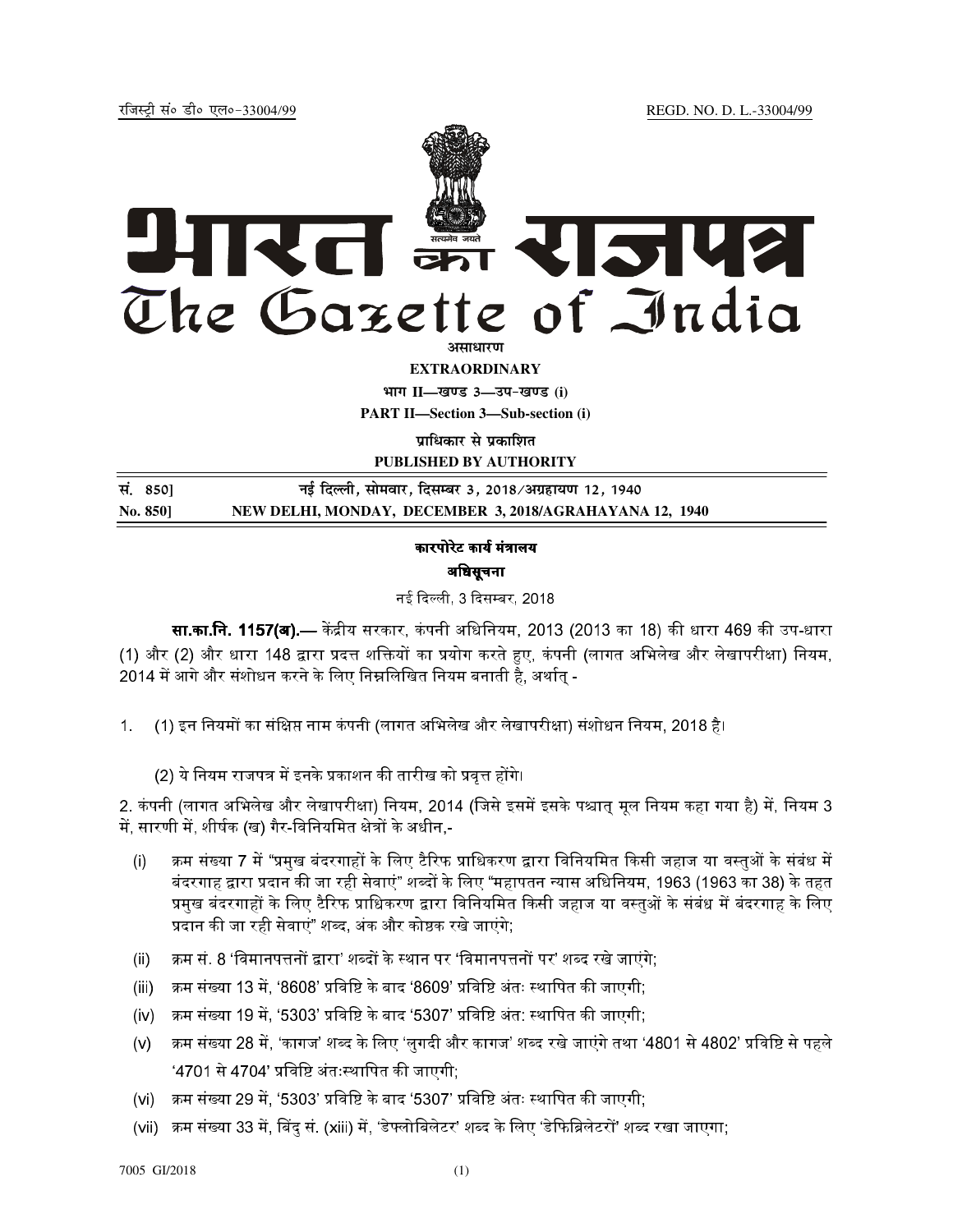रजिस्ट्री सं० डी० एल०-33004/99 REGD. NO. D. L.-33004/99

# भारत का राजपत्र
# The Gazette of India

**असाधारण**

**EXTRAORDINARY**

**भाग II—खण्ड 3—उप-खण्ड (i)**

**PART II—Section 3—Sub-section (i)**

**प्राधिकार से प्रकाशित**

**PUBLISHED BY AUTHORITY**

| सं. 850] | नई दिल्ली, सोमवार, दिसम्बर 3, 2018/अग्रहायण 12, 1940 |
|---|---|
| **No. 850]** | **NEW DELHI, MONDAY, DECEMBER 3, 2018/AGRAHAYANA 12, 1940** |

## कारपोरेट कार्य मंत्रालय

### अधिसूचना

नई दिल्ली, 3 दिसम्बर, 2018

**सा.का.नि. 1157(अ).**— केंद्रीय सरकार, कंपनी अधिनियम, 2013 (2013 का 18) की धारा 469 की उप-धारा (1) और (2) और धारा 148 द्वारा प्रदत्त शक्तियों का प्रयोग करते हुए, कंपनी (लागत अभिलेख और लेखापरीक्षा) नियम, 2014 में आगे और संशोधन करने के लिए निम्नलिखित नियम बनाती है, अर्थात् -

1. (1) इन नियमों का संक्षिप्त नाम कंपनी (लागत अभिलेख और लेखापरीक्षा) संशोधन नियम, 2018 है।

   (2) ये नियम राजपत्र में इनके प्रकाशन की तारीख को प्रवृत्त होंगे।

2. कंपनी (लागत अभिलेख और लेखापरीक्षा) नियम, 2014 (जिसे इसमें इसके पश्चात् मूल नियम कहा गया है) में, नियम 3 में, सारणी में, शीर्षक (ख) गैर-विनियमित क्षेत्रों के अधीन,-

   (i) क्रम संख्या 7 में "प्रमुख बंदरगाहों के लिए टैरिफ प्राधिकरण द्वारा विनियमित किसी जहाज या वस्तुओं के संबंध में बंदरगाह द्वारा प्रदान की जा रही सेवाएं" शब्दों के लिए "महापतन न्यास अधिनियम, 1963 (1963 का 38) के तहत प्रमुख बंदरगाहों के लिए टैरिफ प्राधिकरण द्वारा विनियमित किसी जहाज या वस्तुओं के संबंध में बंदरगाह के लिए प्रदान की जा रही सेवाएं" शब्द, अंक और कोष्ठक रखे जाएंगे;

   (ii) क्रम सं. 8 'विमानपत्तनों द्वारा' शब्दों के स्थान पर 'विमानपत्तनों पर' शब्द रखे जाएंगे;

   (iii) क्रम संख्या 13 में, '8608' प्रविष्टि के बाद '8609' प्रविष्टि अंतः स्थापित की जाएगी;

   (iv) क्रम संख्या 19 में, '5303' प्रविष्टि के बाद '5307' प्रविष्टि अंत: स्थापित की जाएगी;

   (v) क्रम संख्या 28 में, 'कागज' शब्द के लिए 'लुगदी और कागज' शब्द रखे जाएंगे तथा '4801 से 4802' प्रविष्टि से पहले '4701 से 4704' प्रविष्टि अंतःस्थापित की जाएगी;

   (vi) क्रम संख्या 29 में, '5303' प्रविष्टि के बाद '5307' प्रविष्टि अंतः स्थापित की जाएगी;

   (vii) क्रम संख्या 33 में, बिंदु सं. (xiii) में, 'डेफ्लोबिलेटर' शब्द के लिए 'डेफिब्रिलेटरों' शब्द रखा जाएगा;

7005 GI/2018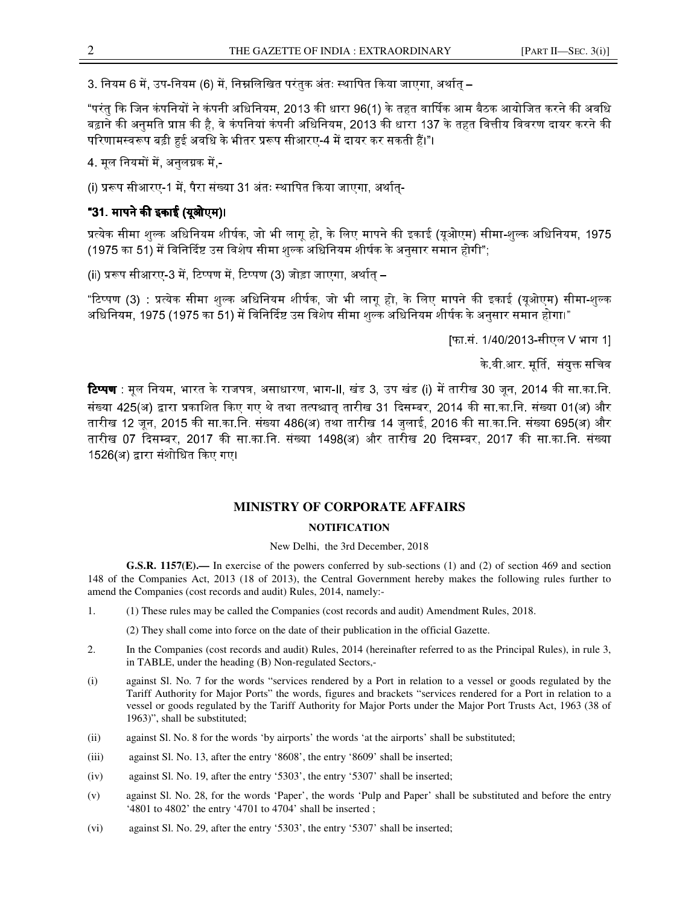3. नियम 6 में, उप-नियम (6) में, निम्नलिखित परंतुक अंतः स्थापित किया जाएगा, अर्थात् –

"परंतु कि जिन कंपनियों ने कंपनी अधिनियम, 2013 की धारा 96(1) के तहत वार्षिक आम बैठक आयोजित करने की अवधि बढ़ाने की अनुमति प्राप्त की है, वे कंपनियां कंपनी अधिनियम, 2013 की धारा 137 के तहत वित्तीय विवरण दायर करने की परिणामस्वरूप बढ़ी हुई अवधि के भीतर प्ररूप सीआरए-4 में दायर कर सकती हैं"।

4. मूल नियमों में, अनुलग्नक में,-

(i) प्ररूप सीआरए-1 में, पैरा संख्या 31 अंतः स्थापित किया जाएगा, अर्थात्-

**"31. मापने की इकाई (यूओएम)।**

प्रत्येक सीमा शुल्क अधिनियम शीर्षक, जो भी लागू हो, के लिए मापने की इकाई (यूओएम) सीमा-शुल्क अधिनियम, 1975 (1975 का 51) में विनिर्दिष्ट उस विशेष सीमा शुल्क अधिनियम शीर्षक के अनुसार समान होगी";

(ii) प्ररूप सीआरए-3 में, टिप्पण में, टिप्पण (3) जोड़ा जाएगा, अर्थात् –

"टिप्पण (3) : प्रत्येक सीमा शुल्क अधिनियम शीर्षक, जो भी लागू हो, के लिए मापने की इकाई (यूओएम) सीमा-शुल्क अधिनियम, 1975 (1975 का 51) में विनिर्दिष्ट उस विशेष सीमा शुल्क अधिनियम शीर्षक के अनुसार समान होगा।"

[फा.सं. 1/40/2013-सीएल V भाग 1]

के.वी.आर. मूर्ति, संयुक्त सचिव

**टिप्पण** : मूल नियम, भारत के राजपत्र, असाधारण, भाग-II, खंड 3, उप खंड (i) में तारीख 30 जून, 2014 की सा.का.नि. संख्या 425(अ) द्वारा प्रकाशित किए गए थे तथा तत्पश्चात् तारीख 31 दिसम्बर, 2014 की सा.का.नि. संख्या 01(अ) और तारीख 12 जून, 2015 की सा.का.नि. संख्या 486(अ) तथा तारीख 14 जुलाई, 2016 की सा.का.नि. संख्या 695(अ) और तारीख 07 दिसम्बर, 2017 की सा.का.नि. संख्या 1498(अ) और तारीख 20 दिसम्बर, 2017 की सा.का.नि. संख्या 1526(अ) द्वारा संशोधित किए गए।

## MINISTRY OF CORPORATE AFFAIRS

### NOTIFICATION

New Delhi, the 3rd December, 2018

**G.S.R. 1157(E).—** In exercise of the powers conferred by sub-sections (1) and (2) of section 469 and section 148 of the Companies Act, 2013 (18 of 2013), the Central Government hereby makes the following rules further to amend the Companies (cost records and audit) Rules, 2014, namely:-

1. (1) These rules may be called the Companies (cost records and audit) Amendment Rules, 2018.

   (2) They shall come into force on the date of their publication in the official Gazette.

2. In the Companies (cost records and audit) Rules, 2014 (hereinafter referred to as the Principal Rules), in rule 3, in TABLE, under the heading (B) Non-regulated Sectors,-

(i) against Sl. No. 7 for the words "services rendered by a Port in relation to a vessel or goods regulated by the Tariff Authority for Major Ports" the words, figures and brackets "services rendered for a Port in relation to a vessel or goods regulated by the Tariff Authority for Major Ports under the Major Port Trusts Act, 1963 (38 of 1963)", shall be substituted;

(ii) against Sl. No. 8 for the words 'by airports' the words 'at the airports' shall be substituted;

(iii) against Sl. No. 13, after the entry '8608', the entry '8609' shall be inserted;

(iv) against Sl. No. 19, after the entry '5303', the entry '5307' shall be inserted;

(v) against Sl. No. 28, for the words 'Paper', the words 'Pulp and Paper' shall be substituted and before the entry '4801 to 4802' the entry '4701 to 4704' shall be inserted ;

(vi) against Sl. No. 29, after the entry '5303', the entry '5307' shall be inserted;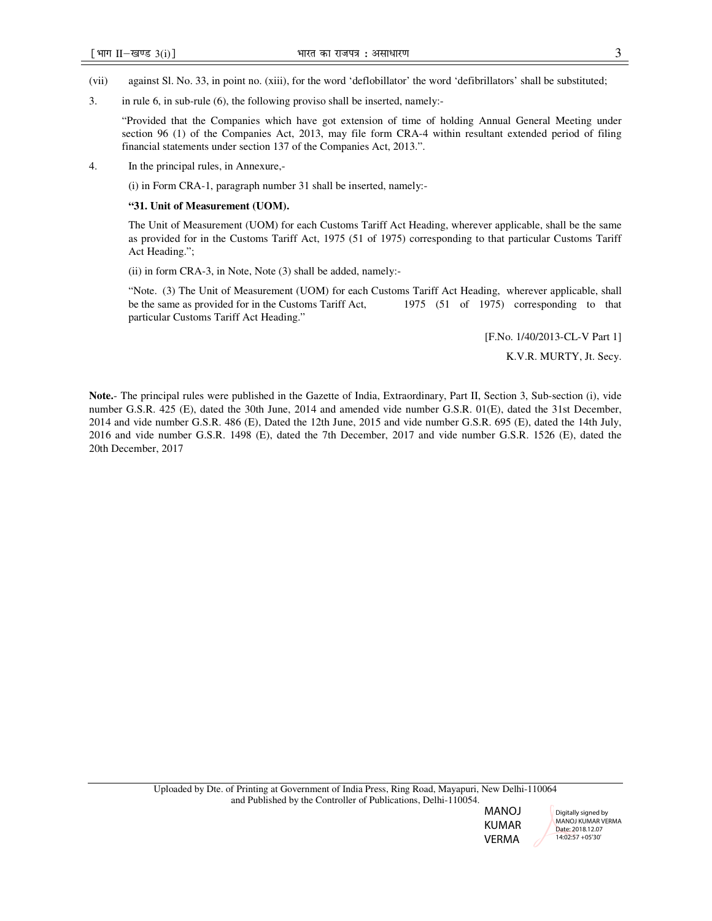(vii) against Sl. No. 33, in point no. (xiii), for the word 'deflobillator' the word 'defibrillators' shall be substituted;

3. in rule 6, in sub-rule (6), the following proviso shall be inserted, namely:-

"Provided that the Companies which have got extension of time of holding Annual General Meeting under section 96 (1) of the Companies Act, 2013, may file form CRA-4 within resultant extended period of filing financial statements under section 137 of the Companies Act, 2013.".

4. In the principal rules, in Annexure,-

(i) in Form CRA-1, paragraph number 31 shall be inserted, namely:-

**"31. Unit of Measurement (UOM).**

The Unit of Measurement (UOM) for each Customs Tariff Act Heading, wherever applicable, shall be the same as provided for in the Customs Tariff Act, 1975 (51 of 1975) corresponding to that particular Customs Tariff Act Heading.";

(ii) in form CRA-3, in Note, Note (3) shall be added, namely:-

"Note. (3) The Unit of Measurement (UOM) for each Customs Tariff Act Heading, wherever applicable, shall be the same as provided for in the Customs Tariff Act, 1975 (51 of 1975) corresponding to that particular Customs Tariff Act Heading."

[F.No. 1/40/2013-CL-V Part 1]

K.V.R. MURTY, Jt. Secy.

**Note.**- The principal rules were published in the Gazette of India, Extraordinary, Part II, Section 3, Sub-section (i), vide number G.S.R. 425 (E), dated the 30th June, 2014 and amended vide number G.S.R. 01(E), dated the 31st December, 2014 and vide number G.S.R. 486 (E), Dated the 12th June, 2015 and vide number G.S.R. 695 (E), dated the 14th July, 2016 and vide number G.S.R. 1498 (E), dated the 7th December, 2017 and vide number G.S.R. 1526 (E), dated the 20th December, 2017

Uploaded by Dte. of Printing at Government of India Press, Ring Road, Mayapuri, New Delhi-110064 and Published by the Controller of Publications, Delhi-110054.

MANOJ KUMAR VERMA

Digitally signed by MANOJ KUMAR VERMA Date: 2018.12.07 14:02:57 +05'30'